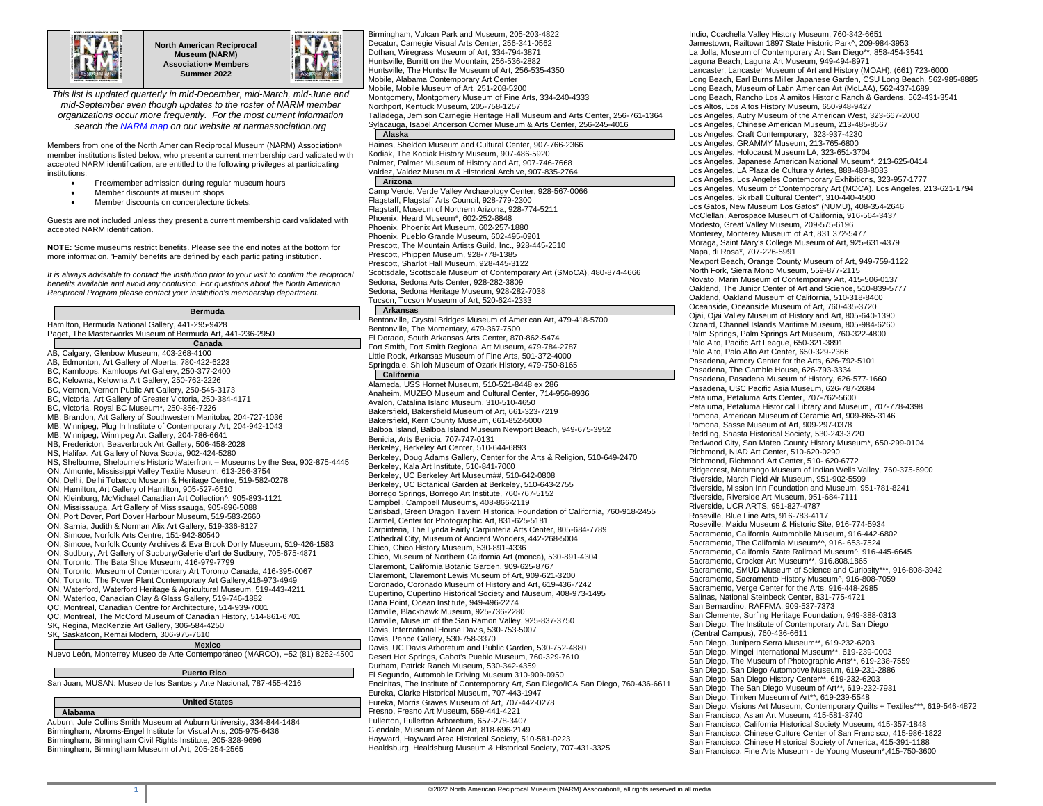# North American Reciprocal Museum (NARM) Association® Members Summer 2022

*This list is updated quarterly in mid-December, mid-March, mid-June and mid-September even though updates to the roster of NARM member organizations occur more frequently. For the most current information search the NARM map on our website at narmassociation.org*

Members from one of the North American Reciprocal Museum (NARM) Association® member institutions listed below, who present a current membership card validated with accepted NARM identification, are entitled to the following privileges at participating institutions:

- Free/member admission during regular museum hours
- Member discounts at museum shops
- Member discounts on concert/lecture tickets.

Guests are not included unless they present a current membership card validated with accepted NARM identification.

**NOTE:** Some museums restrict benefits. Please see the end notes at the bottom for more information. 'Family' benefits are defined by each participating institution.

*It is always advisable to contact the institution prior to your visit to confirm the reciprocal benefits available and avoid any confusion. For questions about the North American Reciprocal Program please contact your institution's membership department.*

## Bermuda

Hamilton, Bermuda National Gallery, 441-295-9428
Paget, The Masterworks Museum of Bermuda Art, 441-236-2950

## Canada

AB, Calgary, Glenbow Museum, 403-268-4100
AB, Edmonton, Art Gallery of Alberta, 780-422-6223
BC, Kamloops, Kamloops Art Gallery, 250-377-2400
BC, Kelowna, Kelowna Art Gallery, 250-762-2226
BC, Vernon, Vernon Public Art Gallery, 250-545-3173
BC, Victoria, Art Gallery of Greater Victoria, 250-384-4171
BC, Victoria, Royal BC Museum*, 250-356-7226
MB, Brandon, Art Gallery of Southwestern Manitoba, 204-727-1036
MB, Winnipeg, Plug In Institute of Contemporary Art, 204-942-1043
MB, Winnipeg, Winnipeg Art Gallery, 204-786-6641
NB, Fredericton, Beaverbrook Art Gallery, 506-458-2028
NS, Halifax, Art Gallery of Nova Scotia, 902-424-5280
NS, Shelburne, Shelburne's Historic Waterfront – Museums by the Sea, 902-875-4445
ON, Almonte, Mississippi Valley Textile Museum, 613-256-3754
ON, Delhi, Delhi Tobacco Museum & Heritage Centre, 519-582-0278
ON, Hamilton, Art Gallery of Hamilton, 905-527-6610
ON, Kleinburg, McMichael Canadian Art Collection^, 905-893-1121
ON, Mississauga, Art Gallery of Mississauga, 905-896-5088
ON, Port Dover, Port Dover Harbour Museum, 519-583-2660
ON, Sarnia, Judith & Norman Alix Art Gallery, 519-336-8127
ON, Simcoe, Norfolk Arts Centre, 151-942-80540
ON, Simcoe, Norfolk County Archives & Eva Brook Donly Museum, 519-426-1583
ON, Sudbury, Art Gallery of Sudbury/Galerie d'art de Sudbury, 705-675-4871
ON, Toronto, The Bata Shoe Museum, 416-979-7799
ON, Toronto, Museum of Contemporary Art Toronto Canada, 416-395-0067
ON, Toronto, The Power Plant Contemporary Art Gallery,416-973-4949
ON, Waterford, Waterford Heritage & Agricultural Museum, 519-443-4211
ON, Waterloo, Canadian Clay & Glass Gallery, 519-746-1882
QC, Montreal, Canadian Centre for Architecture, 514-939-7001
QC, Montreal, The McCord Museum of Canadian History, 514-861-6701
SK, Regina, MacKenzie Art Gallery, 306-584-4250
SK, Saskatoon, Remai Modern, 306-975-7610

## Mexico

Nuevo León, Monterrey Museo de Arte Contemporáneo (MARCO), +52 (81) 8262-4500

## Puerto Rico

San Juan, MUSAN: Museo de los Santos y Arte Nacional, 787-455-4216

## United States

### Alabama

Auburn, Jule Collins Smith Museum at Auburn University, 334-844-1484
Birmingham, Abroms-Engel Institute for Visual Arts, 205-975-6436
Birmingham, Birmingham Civil Rights Institute, 205-328-9696
Birmingham, Birmingham Museum of Art, 205-254-2565
Birmingham, Vulcan Park and Museum, 205-203-4822
Decatur, Carnegie Visual Arts Center, 256-341-0562
Dothan, Wiregrass Museum of Art, 334-794-3871
Huntsville, Burritt on the Mountain, 256-536-2882
Huntsville, The Huntsville Museum of Art, 256-535-4350
Mobile, Alabama Contemporary Art Center
Mobile, Mobile Museum of Art, 251-208-5200
Montgomery, Montgomery Museum of Fine Arts, 334-240-4333
Northport, Kentuck Museum, 205-758-1257
Talladega, Jemison Carnegie Heritage Hall Museum and Arts Center, 256-761-1364
Sylacauga, Isabel Anderson Comer Museum & Arts Center, 256-245-4016

### Alaska

Haines, Sheldon Museum and Cultural Center, 907-766-2366
Kodiak, The Kodiak History Museum, 907-486-5920
Palmer, Palmer Museum of History and Art, 907-746-7668
Valdez, Valdez Museum & Historical Archive, 907-835-2764

### Arizona

Camp Verde, Verde Valley Archaeology Center, 928-567-0066
Flagstaff, Flagstaff Arts Council, 928-779-2300
Flagstaff, Museum of Northern Arizona, 928-774-5211
Phoenix, Heard Museum*, 602-252-8848
Phoenix, Phoenix Art Museum, 602-257-1880
Phoenix, Pueblo Grande Museum, 602-495-0901
Prescott, The Mountain Artists Guild, Inc., 928-445-2510
Prescott, Phippen Museum, 928-778-1385
Prescott, Sharlot Hall Museum, 928-445-3122
Scottsdale, Scottsdale Museum of Contemporary Art (SMoCA), 480-874-4666
Sedona, Sedona Arts Center, 928-282-3809
Sedona, Sedona Heritage Museum, 928-282-7038
Tucson, Tucson Museum of Art, 520-624-2333

### Arkansas

Bentonville, Crystal Bridges Museum of American Art, 479-418-5700
Bentonville, The Momentary, 479-367-7500
El Dorado, South Arkansas Arts Center, 870-862-5474
Fort Smith, Fort Smith Regional Art Museum, 479-784-2787
Little Rock, Arkansas Museum of Fine Arts, 501-372-4000
Springdale, Shiloh Museum of Ozark History, 479-750-8165

### California

Alameda, USS Hornet Museum, 510-521-8448 ex 286
Anaheim, MUZEO Museum and Cultural Center, 714-956-8936
Avalon, Catalina Island Museum, 310-510-4650
Bakersfield, Bakersfield Museum of Art, 661-323-7219
Bakersfield, Kern County Museum, 661-852-5000
Balboa Island, Balboa Island Museum Newport Beach, 949-675-3952
Benicia, Arts Benicia, 707-747-0131
Berkeley, Berkeley Art Center, 510-644-6893
Berkeley, Doug Adams Gallery, Center for the Arts & Religion, 510-649-2470
Berkeley, Kala Art Institute, 510-841-7000
Berkeley, UC Berkeley Art Museum##, 510-642-0808
Berkeley, UC Botanical Garden at Berkeley, 510-643-2755
Borrego Springs, Borrego Art Institute, 760-767-5152
Campbell, Campbell Museums, 408-866-2119
Carlsbad, Green Dragon Tavern Historical Foundation of California, 760-918-2455
Carmel, Center for Photographic Art, 831-625-5181
Carpinteria, The Lynda Fairly Carpinteria Arts Center, 805-684-7789
Cathedral City, Museum of Ancient Wonders, 442-268-5004
Chico, Chico History Museum, 530-891-4336
Chico, Museum of Northern California Art (monca), 530-891-4304
Claremont, California Botanic Garden, 909-625-8767
Claremont, Claremont Lewis Museum of Art, 909-621-3200
Coronado, Coronado Museum of History and Art, 619-436-7242
Cupertino, Cupertino Historical Society and Museum, 408-973-1495
Dana Point, Ocean Institute, 949-496-2274
Danville, Blackhawk Museum, 925-736-2280
Danville, Museum of the San Ramon Valley, 925-837-3750
Davis, International House Davis, 530-753-5007
Davis, Pence Gallery, 530-758-3370
Davis, UC Davis Arboretum and Public Garden, 530-752-4880
Desert Hot Springs, Cabot's Pueblo Museum, 760-329-7610
Durham, Patrick Ranch Museum, 530-342-4359
El Segundo, Automobile Driving Museum 310-909-0950
Encinitas, The Institute of Contemporary Art, San Diego/ICA San Diego, 760-436-6611
Eureka, Clarke Historical Museum, 707-443-1947
Eureka, Morris Graves Museum of Art, 707-442-0278
Fresno, Fresno Art Museum, 559-441-4221
Fullerton, Fullerton Arboretum, 657-278-3407
Glendale, Museum of Neon Art, 818-696-2149
Hayward, Hayward Area Historical Society, 510-581-0223
Healdsburg, Healdsburg Museum & Historical Society, 707-431-3325
Indio, Coachella Valley History Museum, 760-342-6651
Jamestown, Railtown 1897 State Historic Park^, 209-984-3953
La Jolla, Museum of Contemporary Art San Diego**, 858-454-3541
Laguna Beach, Laguna Art Museum, 949-494-8971
Lancaster, Lancaster Museum of Art and History (MOAH), (661) 723-6000
Long Beach, Earl Burns Miller Japanese Garden, CSU Long Beach, 562-985-8885
Long Beach, Museum of Latin American Art (MoLAA), 562-437-1689
Long Beach, Rancho Los Alamitos Historic Ranch & Gardens, 562-431-3541
Los Altos, Los Altos History Museum, 650-948-9427
Los Angeles, Autry Museum of the American West, 323-667-2000
Los Angeles, Chinese American Museum, 213-485-8567
Los Angeles, Craft Contemporary, 323-937-4230
Los Angeles, GRAMMY Museum, 213-765-6800
Los Angeles, Holocaust Museum LA, 323-651-3704
Los Angeles, Japanese American National Museum*, 213-625-0414
Los Angeles, LA Plaza de Cultura y Artes, 888-488-8083
Los Angeles, Los Angeles Contemporary Exhibitions, 323-957-1777
Los Angeles, Museum of Contemporary Art (MOCA), Los Angeles, 213-621-1794
Los Angeles, Skirball Cultural Center*, 310-440-4500
Los Gatos, New Museum Los Gatos* (NUMU), 408-354-2646
McClellan, Aerospace Museum of California, 916-564-3437
Modesto, Great Valley Museum, 209-575-6196
Monterey, Monterey Museum of Art, 831 372-5477
Moraga, Saint Mary's College Museum of Art, 925-631-4379
Napa, di Rosa*, 707-226-5991
Newport Beach, Orange County Museum of Art, 949-759-1122
North Fork, Sierra Mono Museum, 559-877-2115
Novato, Marin Museum of Contemporary Art, 415-506-0137
Oakland, The Junior Center of Art and Science, 510-839-5777
Oakland, Oakland Museum of California, 510-318-8400
Oceanside, Oceanside Museum of Art, 760-435-3720
Ojai, Ojai Valley Museum of History and Art, 805-640-1390
Oxnard, Channel Islands Maritime Museum, 805-984-6260
Palm Springs, Palm Springs Art Museum, 760-322-4800
Palo Alto, Pacific Art League, 650-321-3891
Palo Alto, Palo Alto Art Center, 650-329-2366
Pasadena, Armory Center for the Arts, 626-792-5101
Pasadena, The Gamble House, 626-793-3334
Pasadena, Pasadena Museum of History, 626-577-1660
Pasadena, USC Pacific Asia Museum, 626-787-2684
Petaluma, Petaluma Arts Center, 707-762-5600
Petaluma, Petaluma Historical Library and Museum, 707-778-4398
Pomona, American Museum of Ceramic Art, 909-865-3146
Pomona, Sasse Museum of Art, 909-297-0378
Redding, Shasta Historical Society, 530-243-3720
Redwood City, San Mateo County History Museum*, 650-299-0104
Richmond, NIAD Art Center, 510-620-0290
Richmond, Richmond Art Center, 510- 620-6772
Ridgecrest, Maturango Museum of Indian Wells Valley, 760-375-6900
Riverside, March Field Air Museum, 951-902-5599
Riverside, Mission Inn Foundation and Museum, 951-781-8241
Riverside, Riverside Art Museum, 951-684-7111
Riverside, UCR ARTS, 951-827-4787
Roseville, Blue Line Arts, 916-783-4117
Roseville, Maidu Museum & Historic Site, 916-774-5934
Sacramento, California Automobile Museum, 916-442-6802
Sacramento, The California Museum*^, 916- 653-7524
Sacramento, California State Railroad Museum^, 916-445-6645
Sacramento, Crocker Art Museum**, 916.808.1865
Sacramento, SMUD Museum of Science and Curiosity***, 916-808-3942
Sacramento, Sacramento History Museum^, 916-808-7059
Sacramento, Verge Center for the Arts, 916-448-2985
Salinas, National Steinbeck Center, 831-775-4721
San Bernardino, RAFFMA, 909-537-7373
San Clemente, Surfing Heritage Foundation, 949-388-0313
San Diego, The Institute of Contemporary Art, San Diego (Central Campus), 760-436-6611
San Diego, Junipero Serra Museum**, 619-232-6203
San Diego, Mingei International Museum**, 619-239-0003
San Diego, The Museum of Photographic Arts**, 619-238-7559
San Diego, San Diego Automotive Museum, 619-231-2886
San Diego, San Diego History Center**, 619-232-6203
San Diego, The San Diego Museum of Art**, 619-232-7931
San Diego, Timken Museum of Art**, 619-239-5548
San Diego, Visions Art Museum, Contemporary Quilts + Textiles***, 619-546-4872
San Francisco, Asian Art Museum, 415-581-3740
San Francisco, California Historical Society Museum, 415-357-1848
San Francisco, Chinese Culture Center of San Francisco, 415-986-1822
San Francisco, Chinese Historical Society of America, 415-391-1188
San Francisco, Fine Arts Museum - de Young Museum*,415-750-3600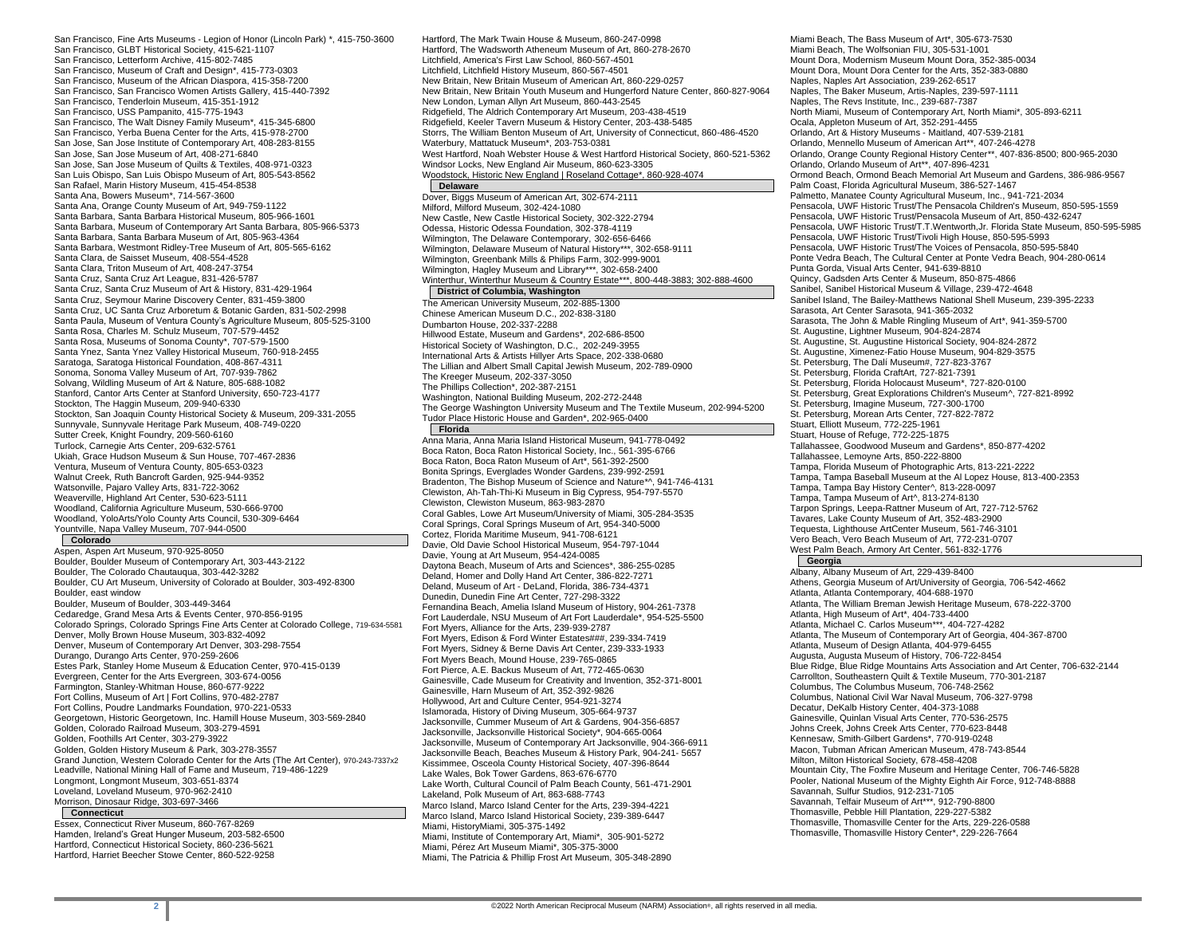San Francisco, Fine Arts Museums - Legion of Honor (Lincoln Park) *, 415-750-3600
San Francisco, GLBT Historical Society, 415-621-1107
San Francisco, Letterform Archive, 415-802-7485
San Francisco, Museum of Craft and Design*, 415-773-0303
San Francisco, Museum of the African Diaspora, 415-358-7200
San Francisco, San Francisco Women Artists Gallery, 415-440-7392
San Francisco, Tenderloin Museum, 415-351-1912
San Francisco, USS Pampanito, 415-775-1943
San Francisco, The Walt Disney Family Museum*, 415-345-6800
San Francisco, Yerba Buena Center for the Arts, 415-978-2700
San Jose, San Jose Institute of Contemporary Art, 408-283-8155
San Jose, San Jose Museum of Art, 408-271-6840
San Jose, San Jose Museum of Quilts & Textiles, 408-971-0323
San Luis Obispo, San Luis Obispo Museum of Art, 805-543-8562
San Rafael, Marin History Museum, 415-454-8538
Santa Ana, Bowers Museum*, 714-567-3600
Santa Ana, Orange County Museum of Art, 949-759-1122
Santa Barbara, Santa Barbara Historical Museum, 805-966-1601
Santa Barbara, Museum of Contemporary Art Santa Barbara, 805-966-5373
Santa Barbara, Santa Barbara Museum of Art, 805-963-4364
Santa Barbara, Westmont Ridley-Tree Museum of Art, 805-565-6162
Santa Clara, de Saisset Museum, 408-554-4528
Santa Clara, Triton Museum of Art, 408-247-3754
Santa Cruz, Santa Cruz Art League, 831-426-5787
Santa Cruz, Santa Cruz Museum of Art & History, 831-429-1964
Santa Cruz, Seymour Marine Discovery Center, 831-459-3800
Santa Cruz, UC Santa Cruz Arboretum & Botanic Garden, 831-502-2998
Santa Paula, Museum of Ventura County's Agriculture Museum, 805-525-3100
Santa Rosa, Charles M. Schulz Museum, 707-579-4452
Santa Rosa, Museums of Sonoma County*, 707-579-1500
Santa Ynez, Santa Ynez Valley Historical Museum, 760-918-2455
Saratoga, Saratoga Historical Foundation, 408-867-4311
Sonoma, Sonoma Valley Museum of Art, 707-939-7862
Solvang, Wildling Museum of Art & Nature, 805-688-1082
Stanford, Cantor Arts Center at Stanford University, 650-723-4177
Stockton, The Haggin Museum, 209-940-6330
Stockton, San Joaquin County Historical Society & Museum, 209-331-2055
Sunnyvale, Sunnyvale Heritage Park Museum, 408-749-0220
Sutter Creek, Knight Foundry, 209-560-6160
Turlock, Carnegie Arts Center, 209-632-5761
Ukiah, Grace Hudson Museum & Sun House, 707-467-2836
Ventura, Museum of Ventura County, 805-653-0323
Walnut Creek, Ruth Bancroft Garden, 925-944-9352
Watsonville, Pajaro Valley Arts, 831-722-3062
Weaverville, Highland Art Center, 530-623-5111
Woodland, California Agriculture Museum, 530-666-9700
Woodland, YoloArts/Yolo County Arts Council, 530-309-6464
Yountville, Napa Valley Museum, 707-944-0500

## Colorado

Aspen, Aspen Art Museum, 970-925-8050
Boulder, Boulder Museum of Contemporary Art, 303-443-2122
Boulder, The Colorado Chautauqua, 303-442-3282
Boulder, CU Art Museum, University of Colorado at Boulder, 303-492-8300
Boulder, east window
Boulder, Museum of Boulder, 303-449-3464
Cedaredge, Grand Mesa Arts & Events Center, 970-856-9195
Colorado Springs, Colorado Springs Fine Arts Center at Colorado College, 719-634-5581
Denver, Molly Brown House Museum, 303-832-4092
Denver, Museum of Contemporary Art Denver, 303-298-7554
Durango, Durango Arts Center, 970-259-2606
Estes Park, Stanley Home Museum & Education Center, 970-415-0139
Evergreen, Center for the Arts Evergreen, 303-674-0056
Farmington, Stanley-Whitman House, 860-677-9222
Fort Collins, Museum of Art | Fort Collins, 970-482-2787
Fort Collins, Poudre Landmarks Foundation, 970-221-0533
Georgetown, Historic Georgetown, Inc. Hamill House Museum, 303-569-2840
Golden, Colorado Railroad Museum, 303-279-4591
Golden, Foothills Art Center, 303-279-3922
Golden, Golden History Museum & Park, 303-278-3557
Grand Junction, Western Colorado Center for the Arts (The Art Center), 970-243-7337x2
Leadville, National Mining Hall of Fame and Museum, 719-486-1229
Longmont, Longmont Museum, 303-651-8374
Loveland, Loveland Museum, 970-962-2410
Morrison, Dinosaur Ridge, 303-697-3466

## Connecticut

Essex, Connecticut River Museum, 860-767-8269
Hamden, Ireland's Great Hunger Museum, 203-582-6500
Hartford, Connecticut Historical Society, 860-236-5621
Hartford, Harriet Beecher Stowe Center, 860-522-9258
Hartford, The Mark Twain House & Museum, 860-247-0998
Hartford, The Wadsworth Atheneum Museum of Art, 860-278-2670
Litchfield, America's First Law School, 860-567-4501
Litchfield, Litchfield History Museum, 860-567-4501
New Britain, New Britain Museum of American Art, 860-229-0257
New Britain, New Britain Youth Museum and Hungerford Nature Center, 860-827-9064
New London, Lyman Allyn Art Museum, 860-443-2545
Ridgefield, The Aldrich Contemporary Art Museum, 203-438-4519
Ridgefield, Keeler Tavern Museum & History Center, 203-438-5485
Storrs, The William Benton Museum of Art, University of Connecticut, 860-486-4520
Waterbury, Mattatuck Museum*, 203-753-0381
West Hartford, Noah Webster House & West Hartford Historical Society, 860-521-5362
Windsor Locks, New England Air Museum, 860-623-3305
Woodstock, Historic New England | Roseland Cottage*, 860-928-4074

## Delaware

Dover, Biggs Museum of American Art, 302-674-2111
Milford, Milford Museum, 302-424-1080
New Castle, New Castle Historical Society, 302-322-2794
Odessa, Historic Odessa Foundation, 302-378-4119
Wilmington, The Delaware Contemporary, 302-656-6466
Wilmington, Delaware Museum of Natural History***, 302-658-9111
Wilmington, Greenbank Mills & Philips Farm, 302-999-9001
Wilmington, Hagley Museum and Library***, 302-658-2400
Winterthur, Winterthur Museum & Country Estate***, 800-448-3883; 302-888-4600

## District of Columbia, Washington

The American University Museum, 202-885-1300
Chinese American Museum D.C., 202-838-3180
Dumbarton House, 202-337-2288
Hillwood Estate, Museum and Gardens*, 202-686-8500
Historical Society of Washington, D.C., 202-249-3955
International Arts & Artists Hillyer Arts Space, 202-338-0680
The Lillian and Albert Small Capital Jewish Museum, 202-789-0900
The Kreeger Museum, 202-337-3050
The Phillips Collection*, 202-387-2151
Washington, National Building Museum, 202-272-2448
The George Washington University Museum and The Textile Museum, 202-994-5200
Tudor Place Historic House and Garden*, 202-965-0400

## Florida

Anna Maria, Anna Maria Island Historical Museum, 941-778-0492
Boca Raton, Boca Raton Historical Society, Inc., 561-395-6766
Boca Raton, Boca Raton Museum of Art*, 561-392-2500
Bonita Springs, Everglades Wonder Gardens, 239-992-2591
Bradenton, The Bishop Museum of Science and Nature*^, 941-746-4131
Clewiston, Ah-Tah-Thi-Ki Museum in Big Cypress, 954-797-5570
Clewiston, Clewiston Museum, 863-983-2870
Coral Gables, Lowe Art Museum/University of Miami, 305-284-3535
Coral Springs, Coral Springs Museum of Art, 954-340-5000
Cortez, Florida Maritime Museum, 941-708-6121
Davie, Old Davie School Historical Museum, 954-797-1044
Davie, Young at Art Museum, 954-424-0085
Daytona Beach, Museum of Arts and Sciences*, 386-255-0285
Deland, Homer and Dolly Hand Art Center, 386-822-7271
Deland, Museum of Art - DeLand, Florida, 386-734-4371
Dunedin, Dunedin Fine Art Center, 727-298-3322
Fernandina Beach, Amelia Island Museum of History, 904-261-7378
Fort Lauderdale, NSU Museum of Art Fort Lauderdale*, 954-525-5500
Fort Myers, Alliance for the Arts, 239-939-2787
Fort Myers, Edison & Ford Winter Estates###, 239-334-7419
Fort Myers, Sidney & Berne Davis Art Center, 239-333-1933
Fort Myers Beach, Mound House, 239-765-0865
Fort Pierce, A.E. Backus Museum of Art, 772-465-0630
Gainesville, Cade Museum for Creativity and Invention, 352-371-8001
Gainesville, Harn Museum of Art, 352-392-9826
Hollywood, Art and Culture Center, 954-921-3274
Islamorada, History of Diving Museum, 305-664-9737
Jacksonville, Cummer Museum of Art & Gardens, 904-356-6857
Jacksonville, Jacksonville Historical Society*, 904-665-0064
Jacksonville, Museum of Contemporary Art Jacksonville, 904-366-6911
Jacksonville Beach, Beaches Museum & History Park, 904-241- 5657
Kissimmee, Osceola County Historical Society, 407-396-8644
Lake Wales, Bok Tower Gardens, 863-676-6770
Lake Worth, Cultural Council of Palm Beach County, 561-471-2901
Lakeland, Polk Museum of Art, 863-688-7743
Marco Island, Marco Island Center for the Arts, 239-394-4221
Marco Island, Marco Island Historical Society, 239-389-6447
Miami, HistoryMiami, 305-375-1492
Miami, Institute of Contemporary Art, Miami*, 305-901-5272
Miami, Pérez Art Museum Miami*, 305-375-3000
Miami, The Patricia & Phillip Frost Art Museum, 305-348-2890
Miami Beach, The Bass Museum of Art*, 305-673-7530
Miami Beach, The Wolfsonian FIU, 305-531-1001
Mount Dora, Modernism Museum Mount Dora, 352-385-0034
Mount Dora, Mount Dora Center for the Arts, 352-383-0880
Naples, Naples Art Association, 239-262-6517
Naples, The Baker Museum, Artis-Naples, 239-597-1111
Naples, The Revs Institute, Inc., 239-687-7387
North Miami, Museum of Contemporary Art, North Miami*, 305-893-6211
Ocala, Appleton Museum of Art, 352-291-4455
Orlando, Art & History Museums - Maitland, 407-539-2181
Orlando, Mennello Museum of American Art**, 407-246-4278
Orlando, Orange County Regional History Center**, 407-836-8500; 800-965-2030
Orlando, Orlando Museum of Art**, 407-896-4231
Ormond Beach, Ormond Beach Memorial Art Museum and Gardens, 386-986-9567
Palm Coast, Florida Agricultural Museum, 386-527-1467
Palmetto, Manatee County Agricultural Museum, Inc., 941-721-2034
Pensacola, UWF Historic Trust/The Pensacola Children's Museum, 850-595-1559
Pensacola, UWF Historic Trust/Pensacola Museum of Art, 850-432-6247
Pensacola, UWF Historic Trust/T.T.Wentworth,Jr. Florida State Museum, 850-595-5985
Pensacola, UWF Historic Trust/Tivoli High House, 850-595-5993
Pensacola, UWF Historic Trust/The Voices of Pensacola, 850-595-5840
Ponte Vedra Beach, The Cultural Center at Ponte Vedra Beach, 904-280-0614
Punta Gorda, Visual Arts Center, 941-639-8810
Quincy, Gadsden Arts Center & Museum, 850-875-4866
Sanibel, Sanibel Historical Museum & Village, 239-472-4648
Sanibel Island, The Bailey-Matthews National Shell Museum, 239-395-2233
Sarasota, Art Center Sarasota, 941-365-2032
Sarasota, The John & Mable Ringling Museum of Art*, 941-359-5700
St. Augustine, Lightner Museum, 904-824-2874
St. Augustine, St. Augustine Historical Society, 904-824-2872
St. Augustine, Ximenez-Fatio House Museum, 904-829-3575
St. Petersburg, The Dalí Museum#, 727-823-3767
St. Petersburg, Florida CraftArt, 727-821-7391
St. Petersburg, Florida Holocaust Museum*, 727-820-0100
St. Petersburg, Great Explorations Children's Museum^, 727-821-8992
St. Petersburg, Imagine Museum, 727-300-1700
St. Petersburg, Morean Arts Center, 727-822-7872
Stuart, Elliott Museum, 772-225-1961
Stuart, House of Refuge, 772-225-1875
Tallahassee, Goodwood Museum and Gardens*, 850-877-4202
Tallahassee, Lemoyne Arts, 850-222-8800
Tampa, Florida Museum of Photographic Arts, 813-221-2222
Tampa, Tampa Baseball Museum at the Al Lopez House, 813-400-2353
Tampa, Tampa Bay History Center^, 813-228-0097
Tampa, Tampa Museum of Art^, 813-274-8130
Tarpon Springs, Leepa-Rattner Museum of Art, 727-712-5762
Tavares, Lake County Museum of Art, 352-483-2900
Tequesta, Lighthouse ArtCenter Museum, 561-746-3101
Vero Beach, Vero Beach Museum of Art, 772-231-0707
West Palm Beach, Armory Art Center, 561-832-1776

## Georgia

Albany, Albany Museum of Art, 229-439-8400
Athens, Georgia Museum of Art/University of Georgia, 706-542-4662
Atlanta, Atlanta Contemporary, 404-688-1970
Atlanta, The William Breman Jewish Heritage Museum, 678-222-3700
Atlanta, High Museum of Art*, 404-733-4400
Atlanta, Michael C. Carlos Museum***, 404-727-4282
Atlanta, The Museum of Contemporary Art of Georgia, 404-367-8700
Atlanta, Museum of Design Atlanta, 404-979-6455
Augusta, Augusta Museum of History, 706-722-8454
Blue Ridge, Blue Ridge Mountains Arts Association and Art Center, 706-632-2144
Carrollton, Southeastern Quilt & Textile Museum, 770-301-2187
Columbus, The Columbus Museum, 706-748-2562
Columbus, National Civil War Naval Museum, 706-327-9798
Decatur, DeKalb History Center, 404-373-1088
Gainesville, Quinlan Visual Arts Center, 770-536-2575
Johns Creek, Johns Creek Arts Center, 770-623-8448
Kennesaw, Smith-Gilbert Gardens*, 770-919-0248
Macon, Tubman African American Museum, 478-743-8544
Milton, Milton Historical Society, 678-458-4208
Mountain City, The Foxfire Museum and Heritage Center, 706-746-5828
Pooler, National Museum of the Mighty Eighth Air Force, 912-748-8888
Savannah, Sulfur Studios, 912-231-7105
Savannah, Telfair Museum of Art***, 912-790-8800
Thomasville, Pebble Hill Plantation, 229-227-5382
Thomasville, Thomasville Center for the Arts, 229-226-0588
Thomasville, Thomasville History Center*, 229-226-7664

©2022 North American Reciprocal Museum (NARM) Association®, all rights reserved in all media.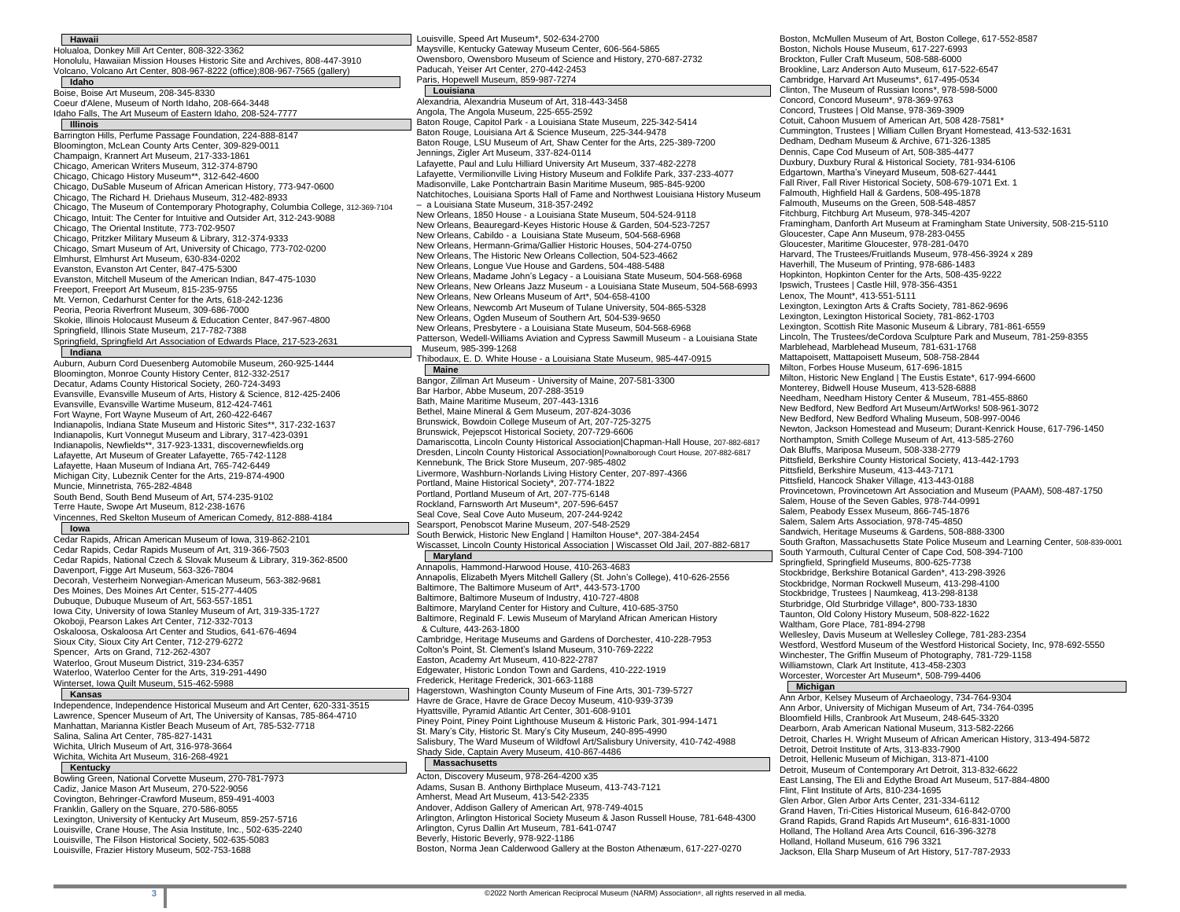## Hawaii

Holualoa, Donkey Mill Art Center, 808-322-3362
Honolulu, Hawaiian Mission Houses Historic Site and Archives, 808-447-3910
Volcano, Volcano Art Center, 808-967-8222 (office);808-967-7565 (gallery)

## Idaho

Boise, Boise Art Museum, 208-345-8330
Coeur d'Alene, Museum of North Idaho, 208-664-3448
Idaho Falls, The Art Museum of Eastern Idaho, 208-524-7777

## Illinois

Barrington Hills, Perfume Passage Foundation, 224-888-8147
Bloomington, McLean County Arts Center, 309-829-0011
Champaign, Krannert Art Museum, 217-333-1861
Chicago, American Writers Museum, 312-374-8790
Chicago, Chicago History Museum**, 312-642-4600
Chicago, DuSable Museum of African American History, 773-947-0600
Chicago, The Richard H. Driehaus Museum, 312-482-8933
Chicago, The Museum of Contemporary Photography, Columbia College, 312-369-7104
Chicago, Intuit: The Center for Intuitive and Outsider Art, 312-243-9088
Chicago, The Oriental Institute, 773-702-9507
Chicago, Pritzker Military Museum & Library, 312-374-9333
Chicago, Smart Museum of Art, University of Chicago, 773-702-0200
Elmhurst, Elmhurst Art Museum, 630-834-0202
Evanston, Evanston Art Center, 847-475-5300
Evanston, Mitchell Museum of the American Indian, 847-475-1030
Freeport, Freeport Art Museum, 815-235-9755
Mt. Vernon, Cedarhurst Center for the Arts, 618-242-1236
Peoria, Peoria Riverfront Museum, 309-686-7000
Skokie, Illinois Holocaust Museum & Education Center, 847-967-4800
Springfield, Illinois State Museum, 217-782-7388
Springfield, Springfield Art Association of Edwards Place, 217-523-2631

## Indiana

Auburn, Auburn Cord Duesenberg Automobile Museum, 260-925-1444
Bloomington, Monroe County History Center, 812-332-2517
Decatur, Adams County Historical Society, 260-724-3493
Evansville, Evansville Museum of Arts, History & Science, 812-425-2406
Evansville, Evansville Wartime Museum, 812-424-7461
Fort Wayne, Fort Wayne Museum of Art, 260-422-6467
Indianapolis, Indiana State Museum and Historic Sites**, 317-232-1637
Indianapolis, Kurt Vonnegut Museum and Library, 317-423-0391
Indianapolis, Newfields**, 317-923-1331, discovernewfields.org
Lafayette, Art Museum of Greater Lafayette, 765-742-1128
Lafayette, Haan Museum of Indiana Art, 765-742-6449
Michigan City, Lubeznik Center for the Arts, 219-874-4900
Muncie, Minnetrista, 765-282-4848
South Bend, South Bend Museum of Art, 574-235-9102
Terre Haute, Swope Art Museum, 812-238-1676
Vincennes, Red Skelton Museum of American Comedy, 812-888-4184

## Iowa

Cedar Rapids, African American Museum of Iowa, 319-862-2101
Cedar Rapids, Cedar Rapids Museum of Art, 319-366-7503
Cedar Rapids, National Czech & Slovak Museum & Library, 319-362-8500
Davenport, Figge Art Museum, 563-326-7804
Decorah, Vesterheim Norwegian-American Museum, 563-382-9681
Des Moines, Des Moines Art Center, 515-277-4405
Dubuque, Dubuque Museum of Art, 563-557-1851
Iowa City, University of Iowa Stanley Museum of Art, 319-335-1727
Okoboji, Pearson Lakes Art Center, 712-332-7013
Oskaloosa, Oskaloosa Art Center and Studios, 641-676-4694
Sioux City, Sioux City Art Center, 712-279-6272
Spencer, Arts on Grand, 712-262-4307
Waterloo, Grout Museum District, 319-234-6357
Waterloo, Waterloo Center for the Arts, 319-291-4490
Winterset, Iowa Quilt Museum, 515-462-5988

## Kansas

Independence, Independence Historical Museum and Art Center, 620-331-3515
Lawrence, Spencer Museum of Art, The University of Kansas, 785-864-4710
Manhattan, Marianna Kistler Beach Museum of Art, 785-532-7718
Salina, Salina Art Center, 785-827-1431
Wichita, Ulrich Museum of Art, 316-978-3664
Wichita, Wichita Art Museum, 316-268-4921

## Kentucky

Bowling Green, National Corvette Museum, 270-781-7973
Cadiz, Janice Mason Art Museum, 270-522-9056
Covington, Behringer-Crawford Museum, 859-491-4003
Franklin, Gallery on the Square, 270-586-8055
Lexington, University of Kentucky Art Museum, 859-257-5716
Louisville, Crane House, The Asia Institute, Inc., 502-635-2240
Louisville, The Filson Historical Society, 502-635-5083
Louisville, Frazier History Museum, 502-753-1688
Louisville, Speed Art Museum*, 502-634-2700
Maysville, Kentucky Gateway Museum Center, 606-564-5865
Owensboro, Owensboro Museum of Science and History, 270-687-2732
Paducah, Yeiser Art Center, 270-442-2453
Paris, Hopewell Museum, 859-987-7274

## Louisiana

Alexandria, Alexandria Museum of Art, 318-443-3458
Angola, The Angola Museum, 225-655-2592
Baton Rouge, Capitol Park - a Louisiana State Museum, 225-342-5414
Baton Rouge, Louisiana Art & Science Museum, 225-344-9478
Baton Rouge, LSU Museum of Art, Shaw Center for the Arts, 225-389-7200
Jennings, Zigler Art Museum, 337-824-0114
Lafayette, Paul and Lulu Hilliard University Art Museum, 337-482-2278
Lafayette, Vermilionville Living History Museum and Folklife Park, 337-233-4077
Madisonville, Lake Pontchartrain Basin Maritime Museum, 985-845-9200
Natchitoches, Louisiana Sports Hall of Fame and Northwest Louisiana History Museum – a Louisiana State Museum, 318-357-2492
New Orleans, 1850 House - a Louisiana State Museum, 504-524-9118
New Orleans, Beauregard-Keyes Historic House & Garden, 504-523-7257
New Orleans, Cabildo - a Louisiana State Museum, 504-568-6968
New Orleans, Hermann-Grima/Gallier Historic Houses, 504-274-0750
New Orleans, The Historic New Orleans Collection, 504-523-4662
New Orleans, Longue Vue House and Gardens, 504-488-5488
New Orleans, Madame John's Legacy - a Louisiana State Museum, 504-568-6968
New Orleans, New Orleans Jazz Museum - a Louisiana State Museum, 504-568-6993
New Orleans, New Orleans Museum of Art*, 504-658-4100
New Orleans, Newcomb Art Museum of Tulane University, 504-865-5328
New Orleans, Ogden Museum of Southern Art, 504-539-9650
New Orleans, Presbytere - a Louisiana State Museum, 504-568-6968
Patterson, Wedell-Williams Aviation and Cypress Sawmill Museum - a Louisiana State Museum, 985-399-1268
Thibodaux, E. D. White House - a Louisiana State Museum, 985-447-0915

## Maine

Bangor, Zillman Art Museum - University of Maine, 207-581-3300
Bar Harbor, Abbe Museum, 207-288-3519
Bath, Maine Maritime Museum, 207-443-1316
Bethel, Maine Mineral & Gem Museum, 207-824-3036
Brunswick, Bowdoin College Museum of Art, 207-725-3275
Brunswick, Pejepscot Historical Society, 207-729-6606
Damariscotta, Lincoln County Historical Association|Chapman-Hall House, 207-882-6817
Dresden, Lincoln County Historical Association|Pownalborough Court House, 207-882-6817
Kennebunk, The Brick Store Museum, 207-985-4802
Livermore, Washburn-Norlands Living History Center, 207-897-4366
Portland, Maine Historical Society*, 207-774-1822
Portland, Portland Museum of Art, 207-775-6148
Rockland, Farnsworth Art Museum*, 207-596-6457
Seal Cove, Seal Cove Auto Museum, 207-244-9242
Searsport, Penobscot Marine Museum, 207-548-2529
South Berwick, Historic New England | Hamilton House*, 207-384-2454
Wiscasset, Lincoln County Historical Association | Wiscasset Old Jail, 207-882-6817

## Maryland

Annapolis, Hammond-Harwood House, 410-263-4683
Annapolis, Elizabeth Myers Mitchell Gallery (St. John's College), 410-626-2556
Baltimore, The Baltimore Museum of Art*, 443-573-1700
Baltimore, Baltimore Museum of Industry, 410-727-4808
Baltimore, Maryland Center for History and Culture, 410-685-3750
Baltimore, Reginald F. Lewis Museum of Maryland African American History & Culture, 443-263-1800
Cambridge, Heritage Museums and Gardens of Dorchester, 410-228-7953
Colton's Point, St. Clement's Island Museum, 310-769-2222
Easton, Academy Art Museum, 410-822-2787
Edgewater, Historic London Town and Gardens, 410-222-1919
Frederick, Heritage Frederick, 301-663-1188
Hagerstown, Washington County Museum of Fine Arts, 301-739-5727
Havre de Grace, Havre de Grace Decoy Museum, 410-939-3739
Hyattsville, Pyramid Atlantic Art Center, 301-608-9101
Piney Point, Piney Point Lighthouse Museum & Historic Park, 301-994-1471
St. Mary's City, Historic St. Mary's City Museum, 240-895-4990
Salisbury, The Ward Museum of Wildfowl Art/Salisbury University, 410-742-4988
Shady Side, Captain Avery Museum, 410-867-4486

## Massachusetts

Acton, Discovery Museum, 978-264-4200 x35
Adams, Susan B. Anthony Birthplace Museum, 413-743-7121
Amherst, Mead Art Museum, 413-542-2335
Andover, Addison Gallery of American Art, 978-749-4015
Arlington, Arlington Historical Society Museum & Jason Russell House, 781-648-4300
Arlington, Cyrus Dallin Art Museum, 781-641-0747
Beverly, Historic Beverly, 978-922-1186
Boston, Norma Jean Calderwood Gallery at the Boston Athenæum, 617-227-0270
Boston, McMullen Museum of Art, Boston College, 617-552-8587
Boston, Nichols House Museum, 617-227-6993
Brockton, Fuller Craft Museum, 508-588-6000
Brookline, Larz Anderson Auto Museum, 617-522-6547
Cambridge, Harvard Art Museums*, 617-495-0534
Clinton, The Museum of Russian Icons*, 978-598-5000
Concord, Concord Museum*, 978-369-9763
Concord, Trustees | Old Manse, 978-369-3909
Cotuit, Cahoon Museum of American Art, 508 428-7581*
Cummington, Trustees | William Cullen Bryant Homestead, 413-532-1631
Dedham, Dedham Museum & Archive, 671-326-1385
Dennis, Cape Cod Museum of Art, 508-385-4477
Duxbury, Duxbury Rural & Historical Society, 781-934-6106
Edgartown, Martha's Vineyard Museum, 508-627-4441
Fall River, Fall River Historical Society, 508-679-1071 Ext. 1
Falmouth, Highfield Hall & Gardens, 508-495-1878
Falmouth, Museums on the Green, 508-548-4857
Fitchburg, Fitchburg Art Museum, 978-345-4207
Framingham, Danforth Art Museum at Framingham State University, 508-215-5110
Gloucester, Cape Ann Museum, 978-283-0455
Gloucester, Maritime Gloucester, 978-281-0470
Harvard, The Trustees/Fruitlands Museum, 978-456-3924 x 289
Haverhill, The Museum of Printing, 978-686-1483
Hopkinton, Hopkinton Center for the Arts, 508-435-9222
Ipswich, Trustees | Castle Hill, 978-356-4351
Lenox, The Mount*, 413-551-5111
Lexington, Lexington Arts & Crafts Society, 781-862-9696
Lexington, Lexington Historical Society, 781-862-1703
Lexington, Scottish Rite Masonic Museum & Library, 781-861-6559
Lincoln, The Trustees/deCordova Sculpture Park and Museum, 781-259-8355
Marblehead, Marblehead Museum, 781-631-1768
Mattapoisett, Mattapoisett Museum, 508-758-2844
Milton, Forbes House Museum, 617-696-1815
Milton, Historic New England | The Eustis Estate*, 617-994-6600
Monterey, Bidwell House Museum, 413-528-6888
Needham, Needham History Center & Museum, 781-455-8860
New Bedford, New Bedford Art Museum/ArtWorks! 508-961-3072
New Bedford, New Bedford Whaling Museum, 508-997-0046
Newton, Jackson Homestead and Museum; Durant-Kenrick House, 617-796-1450
Northampton, Smith College Museum of Art, 413-585-2760
Oak Bluffs, Mariposa Museum, 508-338-2779
Pittsfield, Berkshire County Historical Society, 413-442-1793
Pittsfield, Berkshire Museum, 413-443-7171
Pittsfield, Hancock Shaker Village, 413-443-0188
Provincetown, Provincetown Art Association and Museum (PAAM), 508-487-1750
Salem, House of the Seven Gables, 978-744-0991
Salem, Peabody Essex Museum, 866-745-1876
Salem, Salem Arts Association, 978-745-4850
Sandwich, Heritage Museums & Gardens, 508-888-3300
South Grafton, Massachusetts State Police Museum and Learning Center, 508-839-0001
South Yarmouth, Cultural Center of Cape Cod, 508-394-7100
Springfield, Springfield Museums, 800-625-7738
Stockbridge, Berkshire Botanical Garden*, 413-298-3926
Stockbridge, Norman Rockwell Museum, 413-298-4100
Stockbridge, Trustees | Naumkeag, 413-298-8138
Sturbridge, Old Sturbridge Village*, 800-733-1830
Taunton, Old Colony History Museum, 508-822-1622
Waltham, Gore Place, 781-894-2798
Wellesley, Davis Museum at Wellesley College, 781-283-2354
Westford, Westford Museum of the Westford Historical Society, Inc, 978-692-5550
Winchester, The Griffin Museum of Photography, 781-729-1158
Williamstown, Clark Art Institute, 413-458-2303
Worcester, Worcester Art Museum*, 508-799-4406

## Michigan

Ann Arbor, Kelsey Museum of Archaeology, 734-764-9304
Ann Arbor, University of Michigan Museum of Art, 734-764-0395
Bloomfield Hills, Cranbrook Art Museum, 248-645-3320
Dearborn, Arab American National Museum, 313-582-2266
Detroit, Charles H. Wright Museum of African American History, 313-494-5872
Detroit, Detroit Institute of Arts, 313-833-7900
Detroit, Hellenic Museum of Michigan, 313-871-4100
Detroit, Museum of Contemporary Art Detroit, 313-832-6622
East Lansing, The Eli and Edythe Broad Art Museum, 517-884-4800
Flint, Flint Institute of Arts, 810-234-1695
Glen Arbor, Glen Arbor Arts Center, 231-334-6112
Grand Haven, Tri-Cities Historical Museum, 616-842-0700
Grand Rapids, Grand Rapids Art Museum*, 616-831-1000
Holland, The Holland Area Arts Council, 616-396-3278
Holland, Holland Museum, 616 796 3321
Jackson, Ella Sharp Museum of Art History, 517-787-2933

©2022 North American Reciprocal Museum (NARM) Association®, all rights reserved in all media.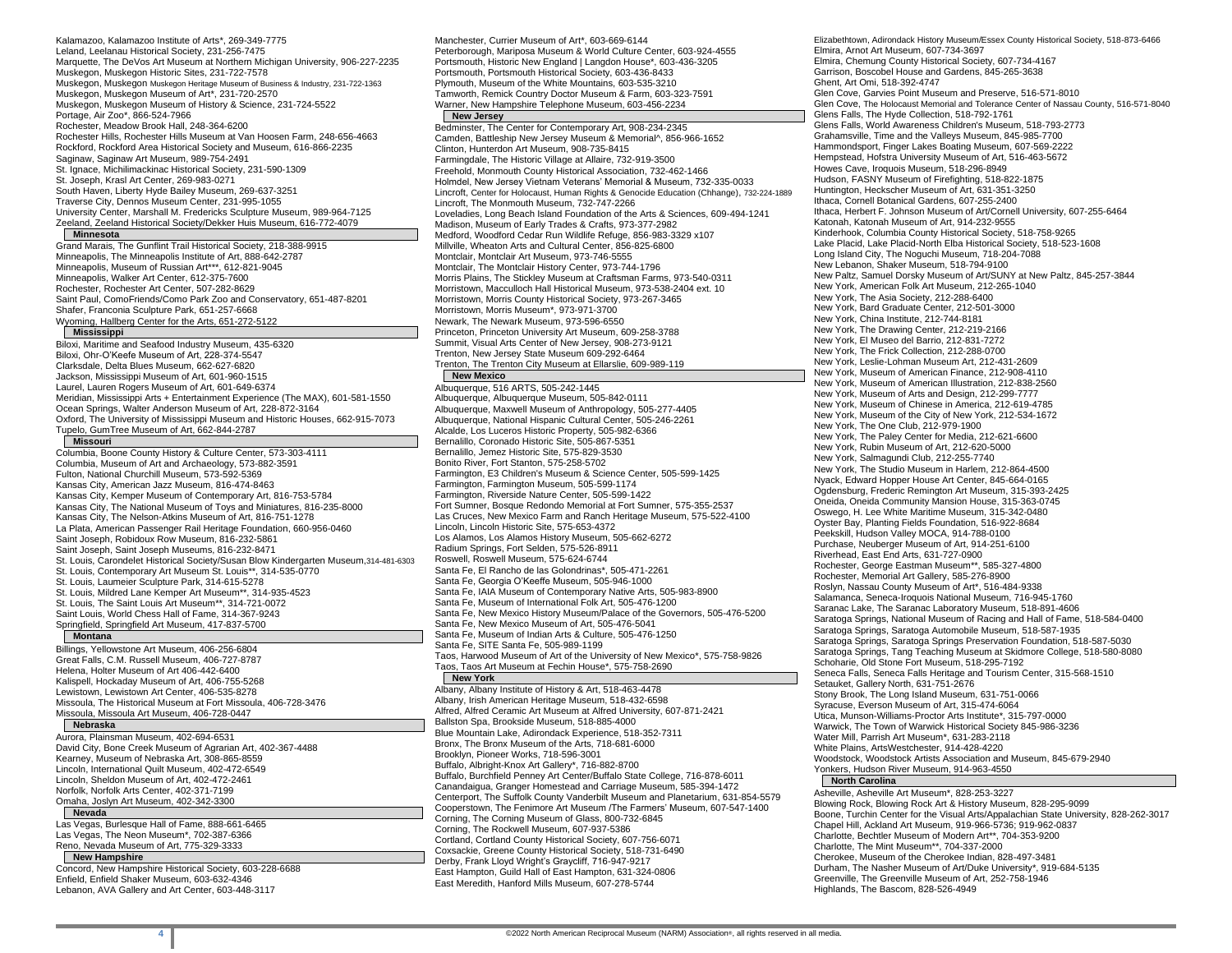Kalamazoo, Kalamazoo Institute of Arts*, 269-349-7775
Leland, Leelanau Historical Society, 231-256-7475
Marquette, The DeVos Art Museum at Northern Michigan University, 906-227-2235
Muskegon, Muskegon Historic Sites, 231-722-7578
Muskegon, Muskegon Muskegon Heritage Museum of Business & Industry, 231-722-1363
Muskegon, Muskegon Museum of Art*, 231-720-2570
Muskegon, Muskegon Museum of History & Science, 231-724-5522
Portage, Air Zoo*, 866-524-7966
Rochester, Meadow Brook Hall, 248-364-6200
Rochester Hills, Rochester Hills Museum at Van Hoosen Farm, 248-656-4663
Rockford, Rockford Area Historical Society and Museum, 616-866-2235
Saginaw, Saginaw Art Museum, 989-754-2491
St. Ignace, Michilimackinac Historical Society, 231-590-1309
St. Joseph, Krasl Art Center, 269-983-0271
South Haven, Liberty Hyde Bailey Museum, 269-637-3251
Traverse City, Dennos Museum Center, 231-995-1055
University Center, Marshall M. Fredericks Sculpture Museum, 989-964-7125
Zeeland, Zeeland Historical Society/Dekker Huis Museum, 616-772-4079

## Minnesota

Grand Marais, The Gunflint Trail Historical Society, 218-388-9915
Minneapolis, The Minneapolis Institute of Art, 888-642-2787
Minneapolis, Museum of Russian Art***, 612-821-9045
Minneapolis, Walker Art Center, 612-375-7600
Rochester, Rochester Art Center, 507-282-8629
Saint Paul, ComoFriends/Como Park Zoo and Conservatory, 651-487-8201
Shafer, Franconia Sculpture Park, 651-257-6668
Wyoming, Hallberg Center for the Arts, 651-272-5122

## Mississippi

Biloxi, Maritime and Seafood Industry Museum, 435-6320
Biloxi, Ohr-O'Keefe Museum of Art, 228-374-5547
Clarksdale, Delta Blues Museum, 662-627-6820
Jackson, Mississippi Museum of Art, 601-960-1515
Laurel, Lauren Rogers Museum of Art, 601-649-6374
Meridian, Mississippi Arts + Entertainment Experience (The MAX), 601-581-1550
Ocean Springs, Walter Anderson Museum of Art, 228-872-3164
Oxford, The University of Mississippi Museum and Historic Houses, 662-915-7073
Tupelo, GumTree Museum of Art, 662-844-2787

## Missouri

Columbia, Boone County History & Culture Center, 573-303-4111
Columbia, Museum of Art and Archaeology, 573-882-3591
Fulton, National Churchill Museum, 573-592-5369
Kansas City, American Jazz Museum, 816-474-8463
Kansas City, Kemper Museum of Contemporary Art, 816-753-5784
Kansas City, The National Museum of Toys and Miniatures, 816-235-8000
Kansas City, The Nelson-Atkins Museum of Art, 816-751-1278
La Plata, American Passenger Rail Heritage Foundation, 660-956-0460
Saint Joseph, Robidoux Row Museum, 816-232-5861
Saint Joseph, Saint Joseph Museums, 816-232-8471
St. Louis, Carondelet Historical Society/Susan Blow Kindergarten Museum, 314-481-6303
St. Louis, Contemporary Art Museum St. Louis**, 314-535-0770
St. Louis, Laumeier Sculpture Park, 314-615-5278
St. Louis, Mildred Lane Kemper Art Museum**, 314-935-4523
St. Louis, The Saint Louis Art Museum**, 314-721-0072
Saint Louis, World Chess Hall of Fame, 314-367-9243
Springfield, Springfield Art Museum, 417-837-5700

## Montana

Billings, Yellowstone Art Museum, 406-256-6804
Great Falls, C.M. Russell Museum, 406-727-8787
Helena, Holter Museum of Art 406-442-6400
Kalispell, Hockaday Museum of Art, 406-755-5268
Lewistown, Lewistown Art Center, 406-535-8278
Missoula, The Historical Museum at Fort Missoula, 406-728-3476
Missoula, Missoula Art Museum, 406-728-0447

## Nebraska

Aurora, Plainsman Museum, 402-694-6531
David City, Bone Creek Museum of Agrarian Art, 402-367-4488
Kearney, Museum of Nebraska Art, 308-865-8559
Lincoln, International Quilt Museum, 402-472-6549
Lincoln, Sheldon Museum of Art, 402-472-2461
Norfolk, Norfolk Arts Center, 402-371-7199
Omaha, Joslyn Art Museum, 402-342-3300

## Nevada

Las Vegas, Burlesque Hall of Fame, 888-661-6465
Las Vegas, The Neon Museum*, 702-387-6366
Reno, Nevada Museum of Art, 775-329-3333

## New Hampshire

Concord, New Hampshire Historical Society, 603-228-6688
Enfield, Enfield Shaker Museum, 603-632-4346
Lebanon, AVA Gallery and Art Center, 603-448-3117
Manchester, Currier Museum of Art*, 603-669-6144
Peterborough, Mariposa Museum & World Culture Center, 603-924-4555
Portsmouth, Historic New England | Langdon House*, 603-436-3205
Portsmouth, Portsmouth Historical Society, 603-436-8433
Plymouth, Museum of the White Mountains, 603-535-3210
Tamworth, Remick Country Doctor Museum & Farm, 603-323-7591
Warner, New Hampshire Telephone Museum, 603-456-2234

## New Jersey

Bedminster, The Center for Contemporary Art, 908-234-2345
Camden, Battleship New Jersey Museum & Memorial^, 856-966-1652
Clinton, Hunterdon Art Museum, 908-735-8415
Farmingdale, The Historic Village at Allaire, 732-919-3500
Freehold, Monmouth County Historical Association, 732-462-1466
Holmdel, New Jersey Vietnam Veterans' Memorial & Museum, 732-335-0033
Lincroft, Center for Holocaust, Human Rights & Genocide Education (Chhange), 732-224-1889
Lincroft, The Monmouth Museum, 732-747-2266
Loveladies, Long Beach Island Foundation of the Arts & Sciences, 609-494-1241
Madison, Museum of Early Trades & Crafts, 973-377-2982
Medford, Woodford Cedar Run Wildlife Refuge, 856-983-3329 x107
Millville, Wheaton Arts and Cultural Center, 856-825-6800
Montclair, Montclair Art Museum, 973-746-5555
Montclair, The Montclair History Center, 973-744-1796
Morris Plains, The Stickley Museum at Craftsman Farms, 973-540-0311
Morristown, Macculloch Hall Historical Museum, 973-538-2404 ext. 10
Morristown, Morris County Historical Society, 973-267-3465
Morristown, Morris Museum*, 973-971-3700
Newark, The Newark Museum, 973-596-6550
Princeton, Princeton University Art Museum, 609-258-3788
Summit, Visual Arts Center of New Jersey, 908-273-9121
Trenton, New Jersey State Museum 609-292-6464
Trenton, The Trenton City Museum at Ellarslie, 609-989-119

## New Mexico

Albuquerque, 516 ARTS, 505-242-1445
Albuquerque, Albuquerque Museum, 505-842-0111
Albuquerque, Maxwell Museum of Anthropology, 505-277-4405
Albuquerque, National Hispanic Cultural Center, 505-246-2261
Alcalde, Los Luceros Historic Property, 505-982-6366
Bernalillo, Coronado Historic Site, 505-867-5351
Bernalillo, Jemez Historic Site, 575-829-3530
Bonito River, Fort Stanton, 575-258-5702
Farmington, E3 Children's Museum & Science Center, 505-599-1425
Farmington, Farmington Museum, 505-599-1174
Farmington, Riverside Nature Center, 505-599-1422
Fort Sumner, Bosque Redondo Memorial at Fort Sumner, 575-355-2537
Las Cruces, New Mexico Farm and Ranch Heritage Museum, 575-522-4100
Lincoln, Lincoln Historic Site, 575-653-4372
Los Alamos, Los Alamos History Museum, 505-662-6272
Radium Springs, Fort Selden, 575-526-8911
Roswell, Roswell Museum, 575-624-6744
Santa Fe, El Rancho de las Golondrinas*, 505-471-2261
Santa Fe, Georgia O'Keeffe Museum, 505-946-1000
Santa Fe, IAIA Museum of Contemporary Native Arts, 505-983-8900
Santa Fe, Museum of International Folk Art, 505-476-1200
Santa Fe, New Mexico History Museum/Palace of the Governors, 505-476-5200
Santa Fe, New Mexico Museum of Art, 505-476-5041
Santa Fe, Museum of Indian Arts & Culture, 505-476-1250
Santa Fe, SITE Santa Fe, 505-989-1199
Taos, Harwood Museum of Art of the University of New Mexico*, 575-758-9826
Taos, Taos Art Museum at Fechin House*, 575-758-2690

## New York

Albany, Albany Institute of History & Art, 518-463-4478
Albany, Irish American Heritage Museum, 518-432-6598
Alfred, Alfred Ceramic Art Museum at Alfred University, 607-871-2421
Ballston Spa, Brookside Museum, 518-885-4000
Blue Mountain Lake, Adirondack Experience, 518-352-7311
Bronx, The Bronx Museum of the Arts, 718-681-6000
Brooklyn, Pioneer Works, 718-596-3001
Buffalo, Albright-Knox Art Gallery*, 716-882-8700
Buffalo, Burchfield Penney Art Center/Buffalo State College, 716-878-6011
Canandaigua, Granger Homestead and Carriage Museum, 585-394-1472
Centerport, The Suffolk County Vanderbilt Museum and Planetarium, 631-854-5579
Cooperstown, The Fenimore Art Museum /The Farmers' Museum, 607-547-1400
Corning, The Corning Museum of Glass, 800-732-6845
Corning, The Rockwell Museum, 607-937-5386
Cortland, Cortland County Historical Society, 607-756-6071
Coxsackie, Greene County Historical Society, 518-731-6490
Derby, Frank Lloyd Wright's Graycliff, 716-947-9217
East Hampton, Guild Hall of East Hampton, 631-324-0806
East Meredith, Hanford Mills Museum, 607-278-5744
Elizabethtown, Adirondack History Museum/Essex County Historical Society, 518-873-6466
Elmira, Arnot Art Museum, 607-734-3697
Elmira, Chemung County Historical Society, 607-734-4167
Garrison, Boscobel House and Gardens, 845-265-3638
Ghent, Art Omi, 518-392-4747
Glen Cove, Garvies Point Museum and Preserve, 516-571-8010
Glen Cove, The Holocaust Memorial and Tolerance Center of Nassau County, 516-571-8040
Glens Falls, The Hyde Collection, 518-792-1761
Glens Falls, World Awareness Children's Museum, 518-793-2773
Grahamsville, Time and the Valleys Museum, 845-985-7700
Hammondsport, Finger Lakes Boating Museum, 607-569-2222
Hempstead, Hofstra University Museum of Art, 516-463-5672
Howes Cave, Iroquois Museum, 518-296-8949
Hudson, FASNY Museum of Firefighting, 518-822-1875
Huntington, Heckscher Museum of Art, 631-351-3250
Ithaca, Cornell Botanical Gardens, 607-255-2400
Ithaca, Herbert F. Johnson Museum of Art/Cornell University, 607-255-6464
Katonah, Katonah Museum of Art, 914-232-9555
Kinderhook, Columbia County Historical Society, 518-758-9265
Lake Placid, Lake Placid-North Elba Historical Society, 518-523-1608
Long Island City, The Noguchi Museum, 718-204-7088
New Lebanon, Shaker Museum, 518-794-9100
New Paltz, Samuel Dorsky Museum of Art/SUNY at New Paltz, 845-257-3844
New York, American Folk Art Museum, 212-265-1040
New York, The Asia Society, 212-288-6400
New York, Bard Graduate Center, 212-501-3000
New York, China Institute, 212-744-8181
New York, The Drawing Center, 212-219-2166
New York, El Museo del Barrio, 212-831-7272
New York, The Frick Collection, 212-288-0700
New York, Leslie-Lohman Museum Art, 212-431-2609
New York, Museum of American Finance, 212-908-4110
New York, Museum of American Illustration, 212-838-2560
New York, Museum of Arts and Design, 212-299-7777
New York, Museum of Chinese in America, 212-619-4785
New York, Museum of the City of New York, 212-534-1672
New York, The One Club, 212-979-1900
New York, The Paley Center for Media, 212-621-6600
New York, Rubin Museum of Art, 212-620-5000
New York, Salmagundi Club, 212-255-7740
New York, The Studio Museum in Harlem, 212-864-4500
Nyack, Edward Hopper House Art Center, 845-664-0165
Ogdensburg, Frederic Remington Art Museum, 315-393-2425
Oneida, Oneida Community Mansion House, 315-363-0745
Oswego, H. Lee White Maritime Museum, 315-342-0480
Oyster Bay, Planting Fields Foundation, 516-922-8684
Peekskill, Hudson Valley MOCA, 914-788-0100
Purchase, Neuberger Museum of Art, 914-251-6100
Riverhead, East End Arts, 631-727-0900
Rochester, George Eastman Museum**, 585-327-4800
Rochester, Memorial Art Gallery, 585-276-8900
Roslyn, Nassau County Museum of Art*, 516-484-9338
Salamanca, Seneca-Iroquois National Museum, 716-945-1760
Saranac Lake, The Saranac Laboratory Museum, 518-891-4606
Saratoga Springs, National Museum of Racing and Hall of Fame, 518-584-0400
Saratoga Springs, Saratoga Automobile Museum, 518-587-1935
Saratoga Springs, Saratoga Springs Preservation Foundation, 518-587-5030
Saratoga Springs, Tang Teaching Museum at Skidmore College, 518-580-8080
Schoharie, Old Stone Fort Museum, 518-295-7192
Seneca Falls, Seneca Falls Heritage and Tourism Center, 315-568-1510
Setauket, Gallery North, 631-751-2676
Stony Brook, The Long Island Museum, 631-751-0066
Syracuse, Everson Museum of Art, 315-474-6064
Utica, Munson-Williams-Proctor Arts Institute*, 315-797-0000
Warwick, The Town of Warwick Historical Society 845-986-3236
Water Mill, Parrish Art Museum*, 631-283-2118
White Plains, ArtsWestchester, 914-428-4220
Woodstock, Woodstock Artists Association and Museum, 845-679-2940
Yonkers, Hudson River Museum, 914-963-4550

## North Carolina

Asheville, Asheville Art Museum*, 828-253-3227
Blowing Rock, Blowing Rock Art & History Museum, 828-295-9099
Boone, Turchin Center for the Visual Arts/Appalachian State University, 828-262-3017
Chapel Hill, Ackland Art Museum, 919-966-5736; 919-962-0837
Charlotte, Bechtler Museum of Modern Art**, 704-353-9200
Charlotte, The Mint Museum**, 704-337-2000
Cherokee, Museum of the Cherokee Indian, 828-497-3481
Durham, The Nasher Museum of Art/Duke University*, 919-684-5135
Greenville, The Greenville Museum of Art, 252-758-1946
Highlands, The Bascom, 828-526-4949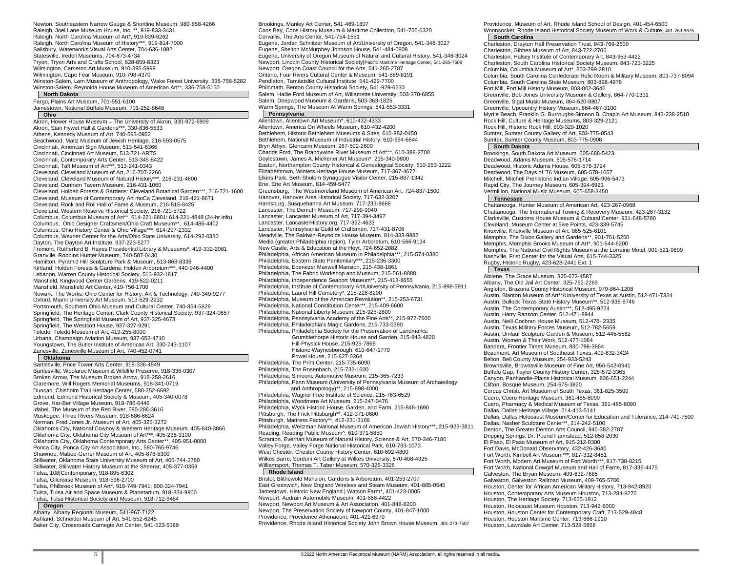Newton, Southeastern Narrow Gauge & Shortline Museum, 980-858-4266
Raleigh, Joel Lane Museum House, Inc. **, 919-833-3431
Raleigh, North Carolina Museum of Art*, 919-839-6262
Raleigh, North Carolina Museum of History***, 919-814-7000
Salisbury, Waterworks Visual Arts Center, 704-636-1882
Statesville, Iredell Museums, 704-873-4734
Tryon, Tryon Arts and Crafts School, 828-859-8323
Wilmington, Cameron Art Museum, 910-395-5999
Wilmington, Cape Fear Museum, 910-798-4370
Winston-Salem, Lam Museum of Anthropology, Wake Forest University, 336-758-5282
Winston-Salem, Reynolda House Museum of American Art**, 336-758-5150

## North Dakota

Fargo, Plains Art Museum, 701-551-6100
Jamestown, National Buffalo Museum, 701-252-8648

## Ohio

Akron, Hower House Museum – The University of Akron, 330-972-6909
Akron, Stan Hywet Hall & Gardens***, 330-836-5533
Athens, Kennedy Museum of Art, 740-593-0952
Beachwood, Maltz Museum of Jewish Heritage, 216-593-0575
Cincinnati, American Sign Museum, 513-541-6366
Cincinnati, Cincinnati Art Museum, 513-721-ARTS
Cincinnati, Contemporary Arts Center, 513-345-8422
Cincinnati, Taft Museum of Art***, 513-241-0343
Cleveland, Cleveland Museum of Art, 216-707-2266
Cleveland, Cleveland Museum of Natural History***, 216-231-4600
Cleveland, Dunham Tavern Museum, 216-431-1060
Cleveland, Holden Forests & Gardens: Cleveland Botanical Garden***, 216-721-1600
Cleveland, Museum of Contemporary Art moCa Cleveland, 216-421-8671
Cleveland, Rock and Roll Hall of Fame & Museum, 216-515-8425
Cleveland, Western Reserve Historical Society, 216-721-5722
Columbus, Columbus Museum of Art**, 614-221-6801: 614-221-4848 (24-hr info)
Columbus, Ohio Designer Craftsmen/Ohio Craft Museum**, 614-486-4402
Columbus, Ohio History Center & Ohio Village***, 614-297-2332
Columbus, Wexner Center for the Arts/Ohio State University, 614-292-0330
Dayton, The Dayton Art Institute, 937-223-5277
Fremont, Rutherford B. Hayes Presidential Library & Museums*, 419-332-2081
Granville, Robbins Hunter Museum, 740-587-0430
Hamilton, Pyramid Hill Sculpture Park & Museum, 513-868-8336
Kirtland, Holden Forests & Gardens: Holden Arboretum***, 440-946-4400
Lebanon, Warren County Historical Society, 513-932-1817
Mansfield, Kingwood Center Gardens, 419-522-0211
Mansfield, Mansfield Art Center, 419-756-1700
Newark, The Works: Ohio Center for History, Art & Technology, 740-349-9277
Oxford, Miami University Art Museum, 513-529-2232
Portsmouth, Southern Ohio Museum and Cultural Center, 740-354-5629
Springfield, The Heritage Center: Clark County Historical Society, 937-324-0657
Springfield, The Springfield Museum of Art, 937-325-4673
Springfield, The Westcott House, 937-327-9291
Toledo, Toledo Museum of Art, 419-255-8000
Urbana, Champaign Aviation Museum, 937-652-4710
Youngstown, The Butler Institute of American Art, 330-743-1107
Zanesville, Zanesville Museum of Art, 740-452-0741

## Oklahoma

Bartlesville, Price Tower Arts Center, 918-336-4949
Bartlesville, Woolaroc Museum & Wildlife Preserve, 918-336-0307
Broken Arrow, The Museum Broken Arrow, 918-258-2616
Claremore, Will Rogers Memorial Museums, 918-341-0719
Duncan, Chisholm Trail Heritage Center, 580-252-6692
Edmond, Edmond Historical Society & Museum, 405-340-0078
Grove, Har-Ber Village Museum, 918-786-6446
Idabel, The Museum of the Red River, 580-286-3616
Muskogee, Three Rivers Museum, 918-686-6624
Norman, Fred Jones Jr. Museum of Art, 405-325-3272
Oklahoma City, National Cowboy & Western Heritage Museum, 405-640-3866
Oklahoma City, Oklahoma City Museum of Art***, 405-236-3100
Oklahoma City, Oklahoma Contemporary Arts Center**, 405-951-0000
Ponca City, Ponca City Art Association, Inc., 580-765-9746
Shawnee, Mabee-Gerrer Museum of Art, 405-878-5300
Stillwater, Oklahoma State University Museum of Art, 405-744-2780
Stillwater, Stillwater History Museum at the Sheerar, 405-377-0359
Tulsa, 108|Contemporary, 918-895-6302
Tulsa, Gilcrease Museum, 918-596-2700
Tulsa, Philbrook Museum of Art*, 918-749-7941; 800-324-7941
Tulsa, Tulsa Air and Space Museum & Planetarium, 918-834-9900
Tulsa, Tulsa Historical Society and Museum, 918-712-9484

## Oregon

Albany, Albany Regional Museum, 541-967-7122
Ashland, Schneider Museum of Art, 541-552-6245
Baker City, Crossroads Carnegie Art Center, 541-523-5369
Brookings, Manley Art Center, 541-469-1807
Coos Bay, Coos History Museum & Maritime Collection, 541-756-6320
Corvallis, The Arts Center, 541-754-1551
Eugene, Jordan Schnitzer Museum of Art/University of Oregon, 541-346-3027
Eugene, Shelton McMurphey Johnson House, 541-484-0808
Eugene, University of Oregon Museum of Natural and Cultural History, 541-346-3024
Newport, Lincoln County Historical Society|Pacific Maritime Heritage Center, 541-265-7509
Newport, Oregon Coast Council for the Arts, 541-265-2787
Ontario, Four Rivers Cultural Center & Museum, 541-889-8191
Pendleton, Tamástslikt Cultural Institute, 541-429-7700
Philomath, Benton County Historical Society, 541-929-6230
Salem, Hallie Ford Museum of Art, Willamette University, 503-370-6855
Salem, Deepwood Museum & Gardens, 503-363-1825
Warm Springs, The Museum At Warm Springs, 541-553-3331

## Pennsylvania

Allentown, Allentown Art Museum*, 610-432-4333
Allentown, America On Wheels Museum, 610-432-4200
Bethlehem, Historic Bethlehem Museums & Sites, 610-882-0450
Bethlehem, National Museum of Industrial History, 610-694-6644
Bryn Athyn, Glencairn Museum, 267-502-2600
Chadds Ford, The Brandywine River Museum of Art***, 610-388-2700
Doylestown, James A. Michener Art Museum*, 215-340-9800
Easton, Northampton County Historical & Genealogical Society, 610-253-1222
Elizabethtown, Winters Heritage House Museum, 717-367-4672
Elkins Park, Beth Sholom Synagogue Visitor Center, 215-887-1342
Erie, Erie Art Museum, 814-459-5477
Greensburg, The Westmoreland Museum of American Art, 724-837-1500
Hanover, Hanover Area Historical Society, 717-632-3207
Harrisburg, Susquehanna Art Museum, 717-233-8668
Lancaster, The Demuth Museum, 717-299-9940
Lancaster, Lancaster Museum of Art, 717-394-3497
Lancaster, LancasterHistory.org, 717-392-4633
Lancaster, Pennsylvania Guild of Craftsmen, 717-431-8706
Meadville, The Baldwin-Reynolds House Museum, 814-333-9882
Media (greater Philadelphia region), Tyler Arboretum, 610-566-9134
New Castle, Arts & Education at the Hoyt, 724-652-2882
Philadelphia, African American Museum in Philadelphia***, 215-574-0380
Philadelphia, Eastern State Penitentiary***, 215-236-3300
Philadelphia, Ebenezer Maxwell Mansion, 215-438-1861
Philadelphia, The Fabric Workshop and Museum, 215-561-8888
Philadelphia, Independence Seaport Museum**, 215-413-8655
Philadelphia, Institute of Contemporary Art/University of Pennsylvania, 215-898-5911
Philadelphia, Laurel Hill Cemetery*, 215-228-8200
Philadelphia, Museum of the American Revolution**, 215-253-6731
Philadelphia, National Constitution Center**, 215-409-6600
Philadelphia, National Liberty Museum, 215-925-2800
Philadelphia, Pennsylvania Academy of the Fine Arts**, 215-972-7600
Philadelphia, Philadelphia's Magic Gardens, 215-733-0390
Philadelphia, Philadelphia Society for the Preservation of Landmarks:
    Grumblethorpe Historic House and Garden, 215-843-4820
    Hill-Physick House, 215-925-7866
    Historic Waynesborough, 610-647-1779
    Powel House, 215-627-0364
Philadelphia, The Print Center, 215-735-6090
Philadelphia, The Rosenbach, 215-732-1600
Philadelphia, Simeone Automotive Museum, 215-365-7233
Philadelphia, Penn Museum (University of Pennsylvania Museum of Archaeology and Anthropology)**, 215-898-4000
Philadelphia, Wagner Free Institute of Science, 215-763-6529
Philadelphia, Woodmere Art Museum, 215-247-0476
Philadelphia, Wyck Historic House, Garden, and Farm, 215-848-1690
Pittsburgh, The Frick Pittsburgh**, 412-371-0600
Pittsburgh, Mattress Factory**, 412-231-3169
Philadelphia, Weitzman National Museum of American Jewish History***, 215-923-3811
Reading, Reading Public Museum^, 610-371-5850
Scranton, Everhart Museum of Natural History, Science & Art, 570-346-7186
Valley Forge, Valley Forge National Historical Park, 610-783-1073
West Chester, Chester County History Center, 610-692-4800
Wilkes Barre, Sordoni Art Gallery at Wilkes University, 570-408-4325
Williamsport, Thomas T. Taber Museum, 570-326-3326

## Rhode Island

Bristol, Blithewold Mansion, Gardens & Arboretum, 401-253-2707
East Greenwich, New England Wireless and Steam Museum, 401-885-0545
Jamestown, Historic New England | Watson Farm*, 401-423-0005
Newport, Audrain Automobile Museum, 401-856-4422
Newport, Newport Art Museum & Art Association, 401-848-8200
Newport, The Preservation Society of Newport County, 401-847-1000
Providence, Providence Athenaeum, 401-421-6970
Providence, Rhode Island Historical Society John Brown House Museum, 401-273-7507
Providence, Museum of Art, Rhode Island School of Design, 401-454-6500
Woonsocket, Rhode Island Historical Society Museum of Work & Culture, 401-769-9675

## South Carolina

Charleston, Drayton Hall Preservation Trust, 843-769-2600
Charleston, Gibbes Museum of Art, 843-722-2706
Charleston, Halsey Institute of Contemporary Art, 843-953-4422
Charleston, South Carolina Historical Society Museum, 843-723-3225
Columbia, Columbia Museum of Art*, 803-799-2810
Columbia, South Carolina Confederate Relic Room & Military Museum, 803-737-8094
Columbia, South Carolina State Museum, 803-898-4978
Fort Mill, Fort Mill History Museum, 803-802-3646
Greenville, Bob Jones University Museum & Gallery, 864-770-1331
Greenville, Sigal Music Museum, 864-520-8807
Greenville, Upcountry History Museum, 864-467-3100
Myrtle Beach, Franklin G. Burroughs-Simeon B. Chapin Art Museum, 843-238-2510
Rock Hill, Culture & Heritage Museums, 803-329-2121
Rock Hill, Historic Rock Hill, 803-329-1020
Sumter, Sumter County Gallery of Art, 803-775-0543
Sumter, Sumter County Museum, 803-775-0908

## South Dakota

Brookings, South Dakota Art Museum, 605-688-5423
Deadwood, Adams Museum, 605-578-1714
Deadwood, Historic Adams House, 605-578-3724
Deadwood, The Days of '76 Museum, 605-578-1657
Mitchell, Mitchell Prehistoric Indian Village, 605-996-5473
Rapid City, The Journey Museum, 605-394-6923
Vermillion, National Music Museum, 605-658-3450

## Tennessee

Chattanooga, Hunter Museum of American Art, 423-267-0968
Chattanooga, The International Towing & Recovery Museum, 423-267-3132
Clarksville, Customs House Museum & Cultural Center, 931-648-5780
Cleveland, Museum Center at 5ive Points, 423-339-5745
Knoxville, Knoxville Museum of Art, 865-525-6101
Memphis, The Dixon Gallery and Gardens**, 901-761-5250
Memphis, Memphis Brooks Museum of Art*, 901-544-6200
Memphis, The National Civil Rights Museum at the Lorraine Motel, 901-521-9699
Nashville, Frist Center for the Visual Arts, 615-744-3325
Rugby, Historic Rugby, 423-628-2441 Ext. 1

## Texas

Abilene, The Grace Museum, 325-673-4587
Albany, The Old Jail Art Center, 325-762-2269
Angleton, Brazoria County Historical Museum, 979-864-1208
Austin, Blanton Museum of Art**/University of Texas at Austin, 512-471-7324
Austin, Bullock Texas State History Museum**, 512-936-8746
Austin, The Contemporary Austin***, 512-495-9224
Austin, Harry Ransom Center, 512-471-8944
Austin, Neill-Cochran House Museum, 512-478- 2335
Austin, Texas Military Forces Museum, 512-782-5659
Austin, Umlauf Sculpture Garden & Museum, 512-445-5582
Austin, Women & Their Work, 512-477-1064
Bandera, Frontier Times Museum, 830-796-3864
Beaumont, Art Museum of Southeast Texas, 409-832-3424
Belton, Bell County Museum, 254-933-5243
Brownsville, Brownsville Museum of Fine Art, 956-542-0941
Buffalo Gap, Taylor County History Center, 325-572-3365
Canyon, Panhandle-Plains Historical Museum, 806-651-2244
Clifton, Bosque Museum, 254-675-3820
Corpus Christi, Art Museum of South Texas, 361-825-3500
Cuero, Cuero Heritage Museum, 361-485-8090
Cuero, Pharmacy & Medical Museum of Texas, 361-485-8090
Dallas, Dallas Heritage Village, 214-413-5141
Dallas, Dallas Holocaust Museum/Center for Education and Tolerance, 214-741-7500
Dallas, Nasher Sculpture Center**, 214-242-5100
Denton, The Greater Denton Arts Council, 940-382-2787
Dripping Springs, Dr. Pound Farmstead, 512-858-2030
El Paso, El Paso Museum of Art, 915-212-0300
Fort Davis, McDonald Observatory, 432-426-3640
Fort Worth, Kimbell Art Museum***, 817-332-8451
Fort Worth, Modern Art Museum of Fort Worth***, 817-738-9215
Fort Worth, National Cowgirl Museum and Hall of Fame, 817-336-4475
Galveston, The Bryan Museum, 409-632-7685
Galveston, Galveston Railroad Museum, 409-765-5700
Houston, Center for African American Military History, 713-942-8920
Houston, Contemporary Arts Museum Houston, 713-284-8270
Houston, The Heritage Society, 713-655-1912
Houston, Holocaust Museum Houston, 713-942-8000
Houston, Houston Center for Contemporary Craft, 713-529-4848
Houston, Houston Maritime Center, 713-666-1910
Houston, Lawndale Art Center, 713-528-5858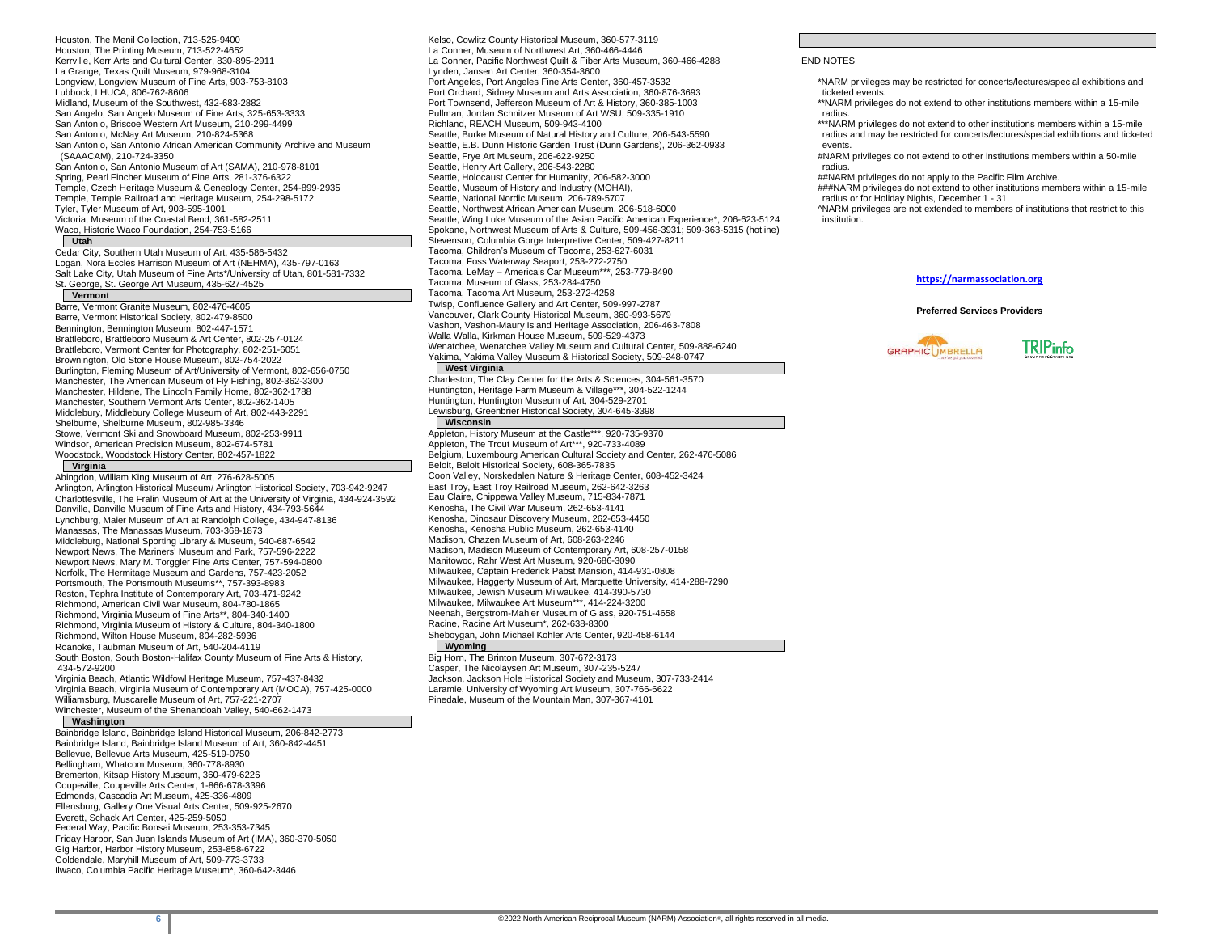Houston, The Menil Collection, 713-525-9400
Houston, The Printing Museum, 713-522-4652
Kerrville, Kerr Arts and Cultural Center, 830-895-2911
La Grange, Texas Quilt Museum, 979-968-3104
Longview, Longview Museum of Fine Arts, 903-753-8103
Lubbock, LHUCA, 806-762-8606
Midland, Museum of the Southwest, 432-683-2882
San Angelo, San Angelo Museum of Fine Arts, 325-653-3333
San Antonio, Briscoe Western Art Museum, 210-299-4499
San Antonio, McNay Art Museum, 210-824-5368
San Antonio, San Antonio African American Community Archive and Museum (SAAACAM), 210-724-3350
San Antonio, San Antonio Museum of Art (SAMA), 210-978-8101
Spring, Pearl Fincher Museum of Fine Arts, 281-376-6322
Temple, Czech Heritage Museum & Genealogy Center, 254-899-2935
Temple, Temple Railroad and Heritage Museum, 254-298-5172
Tyler, Tyler Museum of Art, 903-595-1001
Victoria, Museum of the Coastal Bend, 361-582-2511
Waco, Historic Waco Foundation, 254-753-5166

### Utah

Cedar City, Southern Utah Museum of Art, 435-586-5432
Logan, Nora Eccles Harrison Museum of Art (NEHMA), 435-797-0163
Salt Lake City, Utah Museum of Fine Arts*/University of Utah, 801-581-7332
St. George, St. George Art Museum, 435-627-4525

### Vermont

Barre, Vermont Granite Museum, 802-476-4605
Barre, Vermont Historical Society, 802-479-8500
Bennington, Bennington Museum, 802-447-1571
Brattleboro, Brattleboro Museum & Art Center, 802-257-0124
Brattleboro, Vermont Center for Photography, 802-251-6051
Brownington, Old Stone House Museum, 802-754-2022
Burlington, Fleming Museum of Art/University of Vermont, 802-656-0750
Manchester, The American Museum of Fly Fishing, 802-362-3300
Manchester, Hildene, The Lincoln Family Home, 802-362-1788
Manchester, Southern Vermont Arts Center, 802-362-1405
Middlebury, Middlebury College Museum of Art, 802-443-2291
Shelburne, Shelburne Museum, 802-985-3346
Stowe, Vermont Ski and Snowboard Museum, 802-253-9911
Windsor, American Precision Museum, 802-674-5781
Woodstock, Woodstock History Center, 802-457-1822

### Virginia

Abingdon, William King Museum of Art, 276-628-5005
Arlington, Arlington Historical Museum/ Arlington Historical Society, 703-942-9247
Charlottesville, The Fralin Museum of Art at the University of Virginia, 434-924-3592
Danville, Danville Museum of Fine Arts and History, 434-793-5644
Lynchburg, Maier Museum of Art at Randolph College, 434-947-8136
Manassas, The Manassas Museum, 703-368-1873
Middleburg, National Sporting Library & Museum, 540-687-6542
Newport News, The Mariners' Museum and Park, 757-596-2222
Newport News, Mary M. Torggler Fine Arts Center, 757-594-0800
Norfolk, The Hermitage Museum and Gardens, 757-423-2052
Portsmouth, The Portsmouth Museums**, 757-393-8983
Reston, Tephra Institute of Contemporary Art, 703-471-9242
Richmond, American Civil War Museum, 804-780-1865
Richmond, Virginia Museum of Fine Arts**, 804-340-1400
Richmond, Virginia Museum of History & Culture, 804-340-1800
Richmond, Wilton House Museum, 804-282-5936
Roanoke, Taubman Museum of Art, 540-204-4119
South Boston, South Boston-Halifax County Museum of Fine Arts & History, 434-572-9200
Virginia Beach, Atlantic Wildfowl Heritage Museum, 757-437-8432
Virginia Beach, Virginia Museum of Contemporary Art (MOCA), 757-425-0000
Williamsburg, Muscarelle Museum of Art, 757-221-2707
Winchester, Museum of the Shenandoah Valley, 540-662-1473

### Washington

Bainbridge Island, Bainbridge Island Historical Museum, 206-842-2773
Bainbridge Island, Bainbridge Island Museum of Art, 360-842-4451
Bellevue, Bellevue Arts Museum, 425-519-0750
Bellingham, Whatcom Museum, 360-778-8930
Bremerton, Kitsap History Museum, 360-479-6226
Coupeville, Coupeville Arts Center, 1-866-678-3396
Edmonds, Cascadia Art Museum, 425-336-4809
Ellensburg, Gallery One Visual Arts Center, 509-925-2670
Everett, Schack Art Center, 425-259-5050
Federal Way, Pacific Bonsai Museum, 253-353-7345
Friday Harbor, San Juan Islands Museum of Art (IMA), 360-370-5050
Gig Harbor, Harbor History Museum, 253-858-6722
Goldendale, Maryhill Museum of Art, 509-773-3733
Ilwaco, Columbia Pacific Heritage Museum*, 360-642-3446
Kelso, Cowlitz County Historical Museum, 360-577-3119
La Conner, Museum of Northwest Art, 360-466-4446
La Conner, Pacific Northwest Quilt & Fiber Arts Museum, 360-466-4288
Lynden, Jansen Art Center, 360-354-3600
Port Angeles, Port Angeles Fine Arts Center, 360-457-3532
Port Orchard, Sidney Museum and Arts Association, 360-876-3693
Port Townsend, Jefferson Museum of Art & History, 360-385-1003
Pullman, Jordan Schnitzer Museum of Art WSU, 509-335-1910
Richland, REACH Museum, 509-943-4100
Seattle, Burke Museum of Natural History and Culture, 206-543-5590
Seattle, E.B. Dunn Historic Garden Trust (Dunn Gardens), 206-362-0933
Seattle, Frye Art Museum, 206-622-9250
Seattle, Henry Art Gallery, 206-543-2280
Seattle, Holocaust Center for Humanity, 206-582-3000
Seattle, Museum of History and Industry (MOHAI),
Seattle, National Nordic Museum, 206-789-5707
Seattle, Northwest African American Museum, 206-518-6000
Seattle, Wing Luke Museum of the Asian Pacific American Experience*, 206-623-5124
Spokane, Northwest Museum of Arts & Culture, 509-456-3931; 509-363-5315 (hotline)
Stevenson, Columbia Gorge Interpretive Center, 509-427-8211
Tacoma, Children's Museum of Tacoma, 253-627-6031
Tacoma, Foss Waterway Seaport, 253-272-2750
Tacoma, LeMay – America's Car Museum***, 253-779-8490
Tacoma, Museum of Glass, 253-284-4750
Tacoma, Tacoma Art Museum, 253-272-4258
Twisp, Confluence Gallery and Art Center, 509-997-2787
Vancouver, Clark County Historical Museum, 360-993-5679
Vashon, Vashon-Maury Island Heritage Association, 206-463-7808
Walla Walla, Kirkman House Museum, 509-529-4373
Wenatchee, Wenatchee Valley Museum and Cultural Center, 509-888-6240
Yakima, Yakima Valley Museum & Historical Society, 509-248-0747

### West Virginia

Charleston, The Clay Center for the Arts & Sciences, 304-561-3570
Huntington, Heritage Farm Museum & Village***, 304-522-1244
Huntington, Huntington Museum of Art, 304-529-2701
Lewisburg, Greenbrier Historical Society, 304-645-3398

### Wisconsin

Appleton, History Museum at the Castle***, 920-735-9370
Appleton, The Trout Museum of Art***, 920-733-4089
Belgium, Luxembourg American Cultural Society and Center, 262-476-5086
Beloit, Beloit Historical Society, 608-365-7835
Coon Valley, Norskedalen Nature & Heritage Center, 608-452-3424
East Troy, East Troy Railroad Museum, 262-642-3263
Eau Claire, Chippewa Valley Museum, 715-834-7871
Kenosha, The Civil War Museum, 262-653-4141
Kenosha, Dinosaur Discovery Museum, 262-653-4450
Kenosha, Kenosha Public Museum, 262-653-4140
Madison, Chazen Museum of Art, 608-263-2246
Madison, Madison Museum of Contemporary Art, 608-257-0158
Manitowoc, Rahr West Art Museum, 920-686-3090
Milwaukee, Captain Frederick Pabst Mansion, 414-931-0808
Milwaukee, Haggerty Museum of Art, Marquette University, 414-288-7290
Milwaukee, Jewish Museum Milwaukee, 414-390-5730
Milwaukee, Milwaukee Art Museum***, 414-224-3200
Neenah, Bergstrom-Mahler Museum of Glass, 920-751-4658
Racine, Racine Art Museum*, 262-638-8300
Sheboygan, John Michael Kohler Arts Center, 920-458-6144

### Wyoming

Big Horn, The Brinton Museum, 307-672-3173
Casper, The Nicolaysen Art Museum, 307-235-5247
Jackson, Jackson Hole Historical Society and Museum, 307-733-2414
Laramie, University of Wyoming Art Museum, 307-766-6622
Pinedale, Museum of the Mountain Man, 307-367-4101

## END NOTES

*NARM privileges may be restricted for concerts/lectures/special exhibitions and ticketed events.
**NARM privileges do not extend to other institutions members within a 15-mile radius.
***NARM privileges do not extend to other institutions members within a 15-mile radius and may be restricted for concerts/lectures/special exhibitions and ticketed events.
#NARM privileges do not extend to other institutions members within a 50-mile radius.
##NARM privileges do not apply to the Pacific Film Archive.
###NARM privileges do not extend to other institutions members within a 15-mile radius or for Holiday Nights, December 1 - 31.
^NARM privileges are not extended to members of institutions that restrict to this institution.

**https://narmassociation.org**

**Preferred Services Providers**

GRAPHIC UMBRELLA

TRIPinfo

©2022 North American Reciprocal Museum (NARM) Association®, all rights reserved in all media.